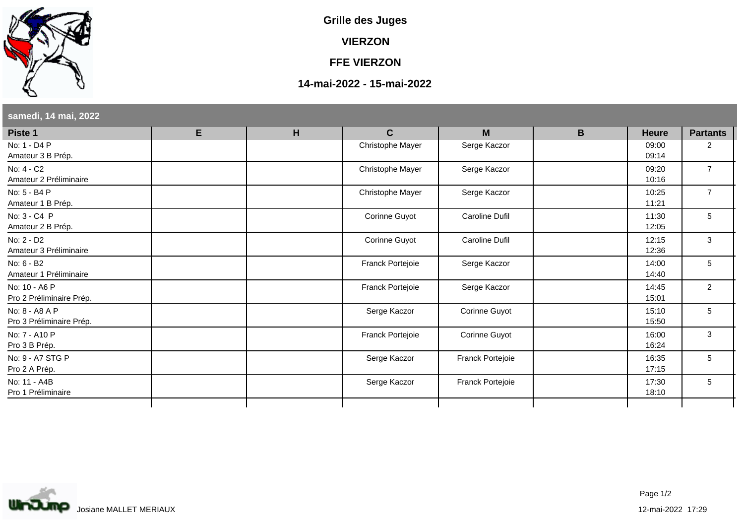# Grille des Juges

## VIERZON

## FFE VIERZON

## 14-mai-2022 - 15-mai-2022

### samedi, 14 mai, 2022

| Piste 1 | E | H | C | M | B | Heure | Partants |
|---|---|---|---|---|---|---|---|
| No: 1 - D4 P<br>Amateur 3 B Prép. | | | Christophe Mayer | Serge Kaczor | | 09:00<br>09:14 | 2 |
| No: 4 - C2<br>Amateur 2 Préliminaire | | | Christophe Mayer | Serge Kaczor | | 09:20<br>10:16 | 7 |
| No: 5 - B4 P<br>Amateur 1 B Prép. | | | Christophe Mayer | Serge Kaczor | | 10:25<br>11:21 | 7 |
| No: 3 - C4 P<br>Amateur 2 B Prép. | | | Corinne Guyot | Caroline Dufil | | 11:30<br>12:05 | 5 |
| No: 2 - D2<br>Amateur 3 Préliminaire | | | Corinne Guyot | Caroline Dufil | | 12:15<br>12:36 | 3 |
| No: 6 - B2<br>Amateur 1 Préliminaire | | | Franck Portejoie | Serge Kaczor | | 14:00<br>14:40 | 5 |
| No: 10 - A6 P<br>Pro 2 Préliminaire Prép. | | | Franck Portejoie | Serge Kaczor | | 14:45<br>15:01 | 2 |
| No: 8 - A8 A P<br>Pro 3 Préliminaire Prép. | | | Serge Kaczor | Corinne Guyot | | 15:10<br>15:50 | 5 |
| No: 7 - A10 P<br>Pro 3 B Prép. | | | Franck Portejoie | Corinne Guyot | | 16:00<br>16:24 | 3 |
| No: 9 - A7 STG P<br>Pro 2 A Prép. | | | Serge Kaczor | Franck Portejoie | | 16:35<br>17:15 | 5 |
| No: 11 - A4B<br>Pro 1 Préliminaire | | | Serge Kaczor | Franck Portejoie | | 17:30<br>18:10 | 5 |

Josiane MALLET MERIAUX

12-mai-2022 17:29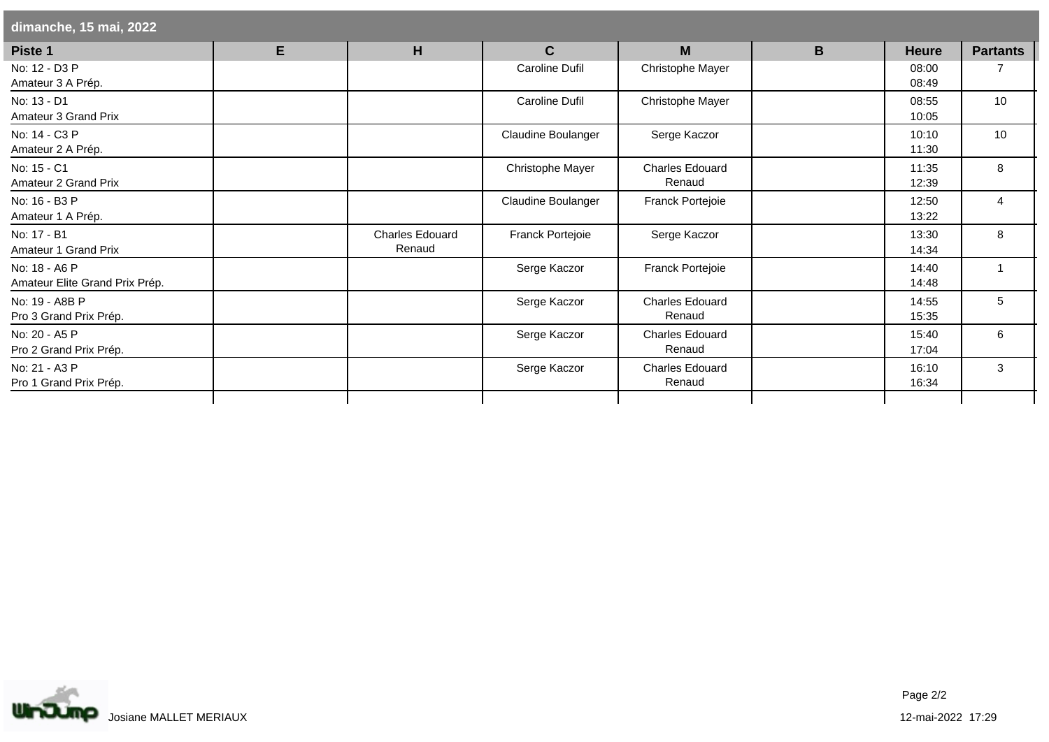**dimanche, 15 mai, 2022**

| Piste 1 | E | H | C | M | B | Heure | Partants |
|---|---|---|---|---|---|---|---|
| No: 12 - D3 P<br>Amateur 3 A Prép. | | | Caroline Dufil | Christophe Mayer | | 08:00<br>08:49 | 7 |
| No: 13 - D1<br>Amateur 3 Grand Prix | | | Caroline Dufil | Christophe Mayer | | 08:55<br>10:05 | 10 |
| No: 14 - C3 P<br>Amateur 2 A Prép. | | | Claudine Boulanger | Serge Kaczor | | 10:10<br>11:30 | 10 |
| No: 15 - C1<br>Amateur 2 Grand Prix | | | Christophe Mayer | Charles Edouard Renaud | | 11:35<br>12:39 | 8 |
| No: 16 - B3 P<br>Amateur 1 A Prép. | | | Claudine Boulanger | Franck Portejoie | | 12:50<br>13:22 | 4 |
| No: 17 - B1<br>Amateur 1 Grand Prix | | Charles Edouard Renaud | Franck Portejoie | Serge Kaczor | | 13:30<br>14:34 | 8 |
| No: 18 - A6 P<br>Amateur Elite Grand Prix Prép. | | | Serge Kaczor | Franck Portejoie | | 14:40<br>14:48 | 1 |
| No: 19 - A8B P<br>Pro 3 Grand Prix Prép. | | | Serge Kaczor | Charles Edouard Renaud | | 14:55<br>15:35 | 5 |
| No: 20 - A5 P<br>Pro 2 Grand Prix Prép. | | | Serge Kaczor | Charles Edouard Renaud | | 15:40<br>17:04 | 6 |
| No: 21 - A3 P<br>Pro 1 Grand Prix Prép. | | | Serge Kaczor | Charles Edouard Renaud | | 16:10<br>16:34 | 3 |

Josiane MALLET MERIAUX

12-mai-2022 17:29